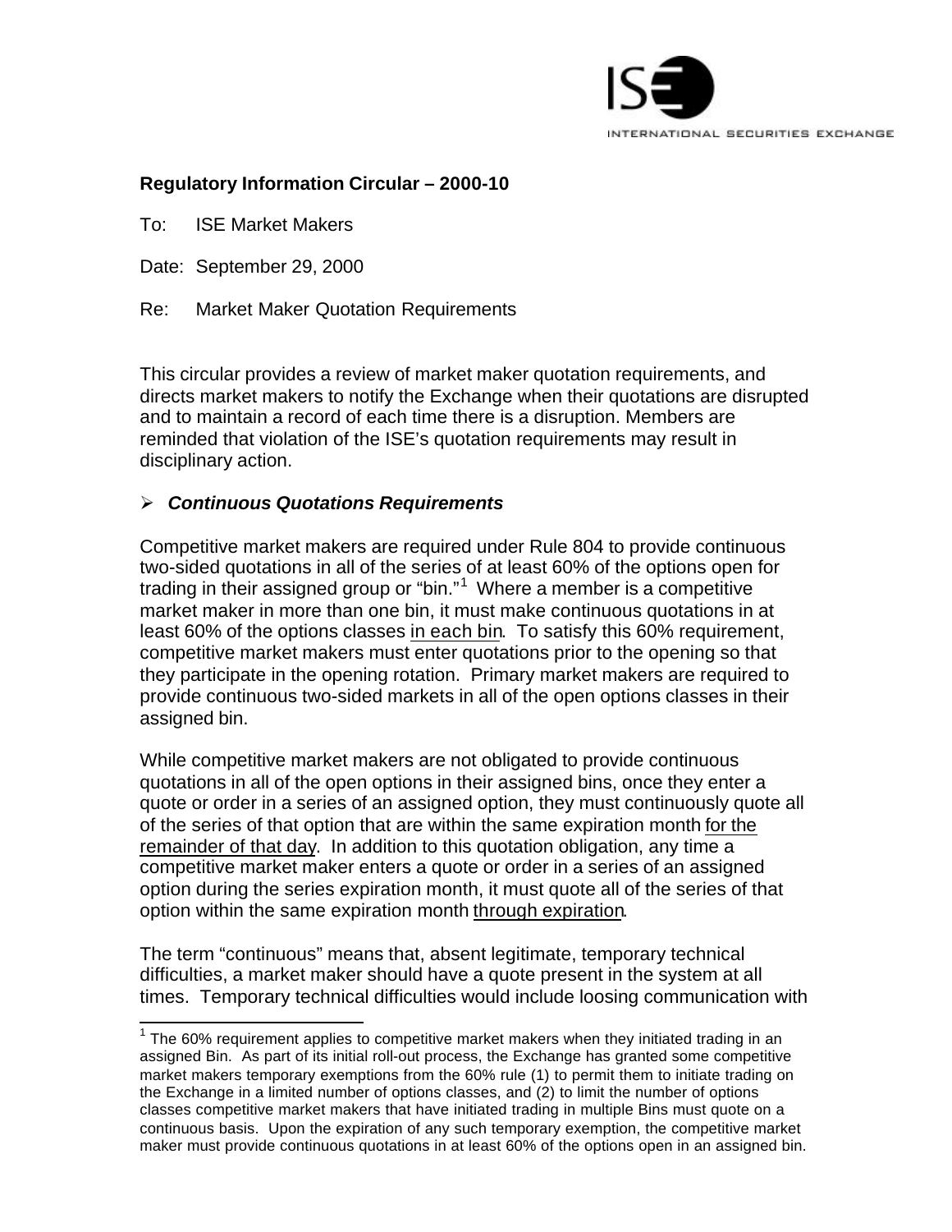ISE INTERNATIONAL SECURITIES EXCHANGE

**Regulatory Information Circular – 2000-10**

To: ISE Market Makers

Date: September 29, 2000

Re: Market Maker Quotation Requirements

This circular provides a review of market maker quotation requirements, and directs market makers to notify the Exchange when their quotations are disrupted and to maintain a record of each time there is a disruption. Members are reminded that violation of the ISE's quotation requirements may result in disciplinary action.

- ***Continuous Quotations Requirements***

Competitive market makers are required under Rule 804 to provide continuous two-sided quotations in all of the series of at least 60% of the options open for trading in their assigned group or "bin."[1] Where a member is a competitive market maker in more than one bin, it must make continuous quotations in at least 60% of the options classes <u>in each bin</u>. To satisfy this 60% requirement, competitive market makers must enter quotations prior to the opening so that they participate in the opening rotation. Primary market makers are required to provide continuous two-sided markets in all of the open options classes in their assigned bin.

While competitive market makers are not obligated to provide continuous quotations in all of the open options in their assigned bins, once they enter a quote or order in a series of an assigned option, they must continuously quote all of the series of that option that are within the same expiration month <u>for the remainder of that day</u>. In addition to this quotation obligation, any time a competitive market maker enters a quote or order in a series of an assigned option during the series expiration month, it must quote all of the series of that option within the same expiration month <u>through expiration</u>.

The term "continuous" means that, absent legitimate, temporary technical difficulties, a market maker should have a quote present in the system at all times. Temporary technical difficulties would include loosing communication with

[1] The 60% requirement applies to competitive market makers when they initiated trading in an assigned Bin. As part of its initial roll-out process, the Exchange has granted some competitive market makers temporary exemptions from the 60% rule (1) to permit them to initiate trading on the Exchange in a limited number of options classes, and (2) to limit the number of options classes competitive market makers that have initiated trading in multiple Bins must quote on a continuous basis. Upon the expiration of any such temporary exemption, the competitive market maker must provide continuous quotations in at least 60% of the options open in an assigned bin.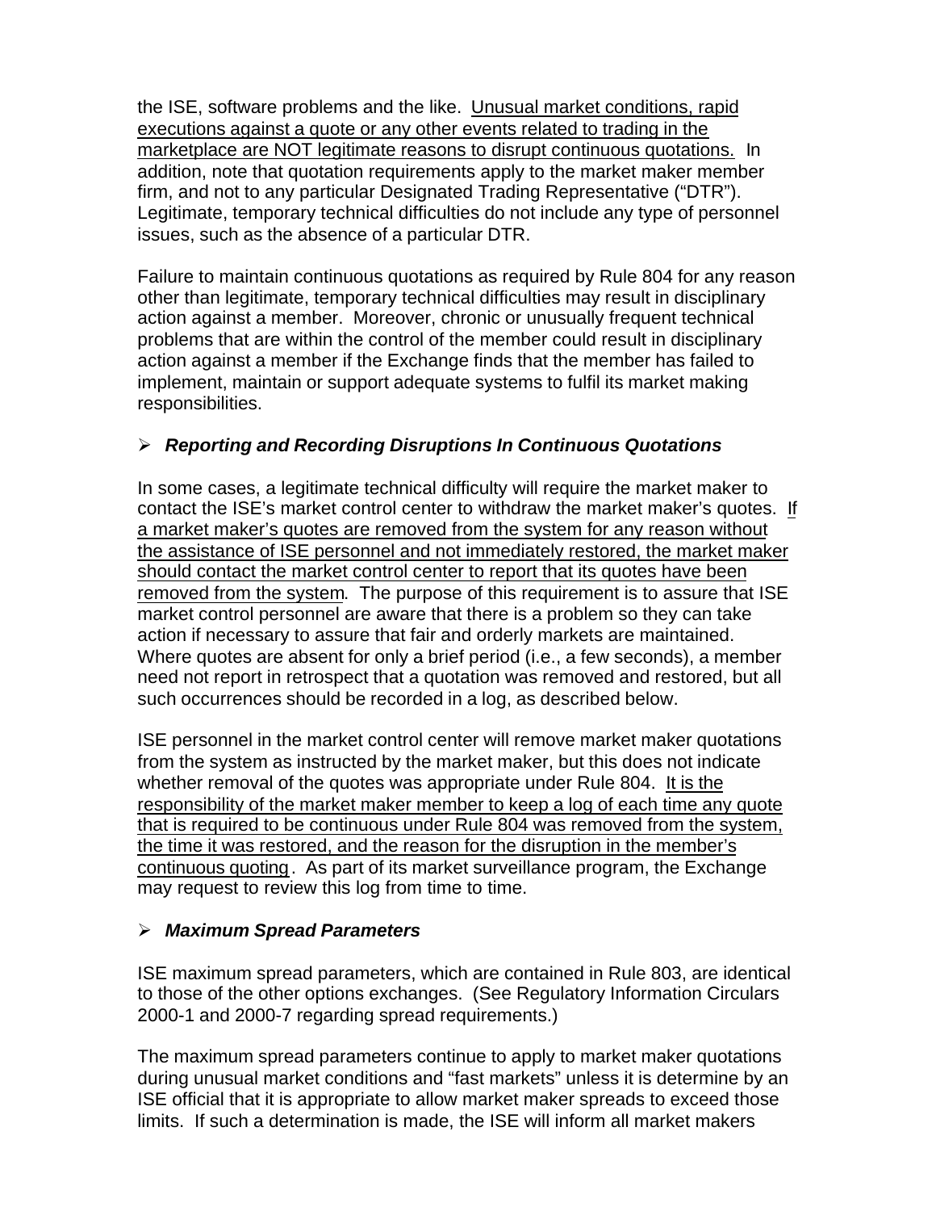the ISE, software problems and the like. Unusual market conditions, rapid executions against a quote or any other events related to trading in the marketplace are NOT legitimate reasons to disrupt continuous quotations. In addition, note that quotation requirements apply to the market maker member firm, and not to any particular Designated Trading Representative ("DTR"). Legitimate, temporary technical difficulties do not include any type of personnel issues, such as the absence of a particular DTR.

Failure to maintain continuous quotations as required by Rule 804 for any reason other than legitimate, temporary technical difficulties may result in disciplinary action against a member. Moreover, chronic or unusually frequent technical problems that are within the control of the member could result in disciplinary action against a member if the Exchange finds that the member has failed to implement, maintain or support adequate systems to fulfil its market making responsibilities.

- ***Reporting and Recording Disruptions In Continuous Quotations***

In some cases, a legitimate technical difficulty will require the market maker to contact the ISE's market control center to withdraw the market maker's quotes. If a market maker's quotes are removed from the system for any reason without the assistance of ISE personnel and not immediately restored, the market maker should contact the market control center to report that its quotes have been removed from the system. The purpose of this requirement is to assure that ISE market control personnel are aware that there is a problem so they can take action if necessary to assure that fair and orderly markets are maintained. Where quotes are absent for only a brief period (i.e., a few seconds), a member need not report in retrospect that a quotation was removed and restored, but all such occurrences should be recorded in a log, as described below.

ISE personnel in the market control center will remove market maker quotations from the system as instructed by the market maker, but this does not indicate whether removal of the quotes was appropriate under Rule 804. It is the responsibility of the market maker member to keep a log of each time any quote that is required to be continuous under Rule 804 was removed from the system, the time it was restored, and the reason for the disruption in the member's continuous quoting. As part of its market surveillance program, the Exchange may request to review this log from time to time.

- ***Maximum Spread Parameters***

ISE maximum spread parameters, which are contained in Rule 803, are identical to those of the other options exchanges. (See Regulatory Information Circulars 2000-1 and 2000-7 regarding spread requirements.)

The maximum spread parameters continue to apply to market maker quotations during unusual market conditions and "fast markets" unless it is determine by an ISE official that it is appropriate to allow market maker spreads to exceed those limits. If such a determination is made, the ISE will inform all market makers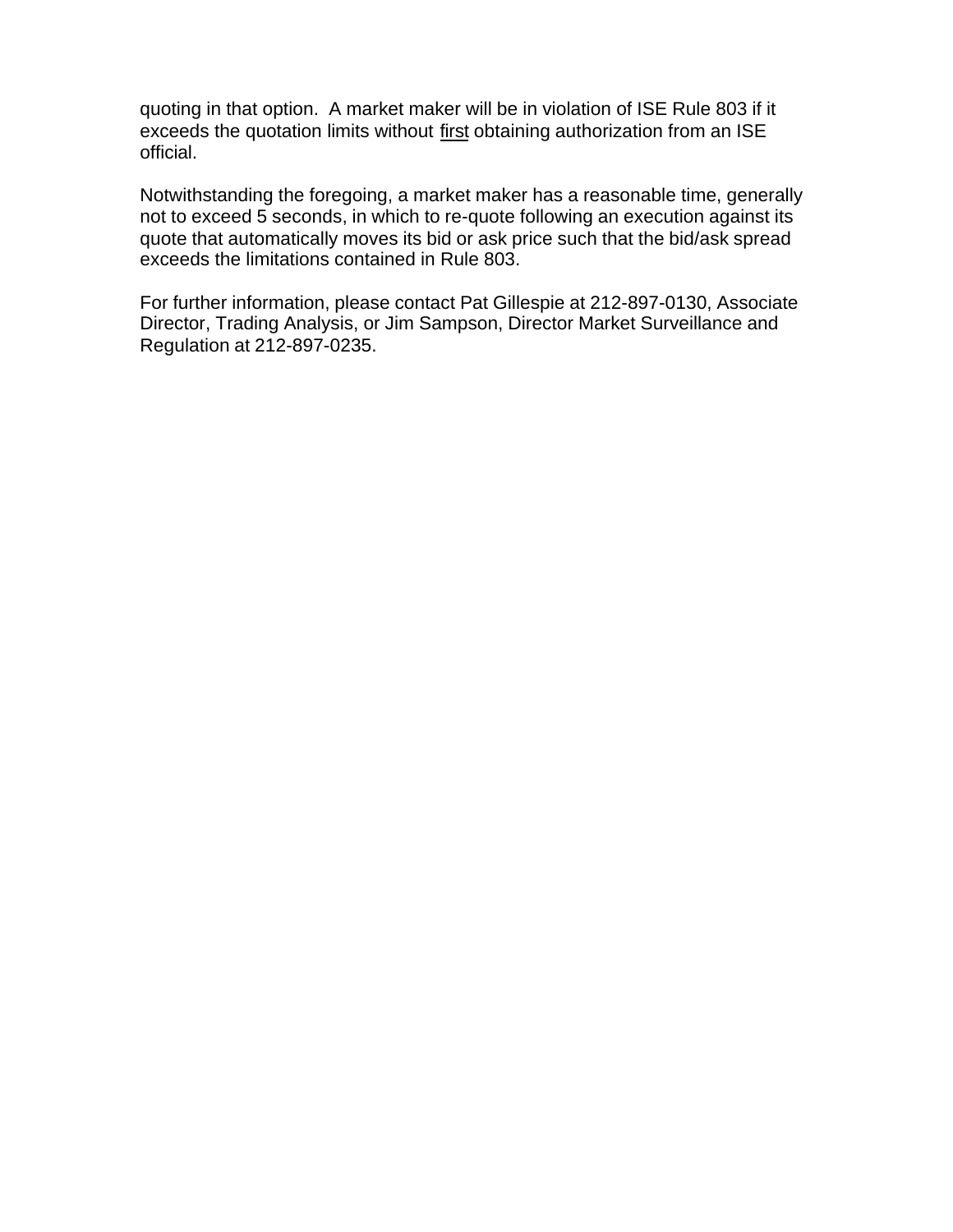quoting in that option. A market maker will be in violation of ISE Rule 803 if it exceeds the quotation limits without <u>first</u> obtaining authorization from an ISE official.

Notwithstanding the foregoing, a market maker has a reasonable time, generally not to exceed 5 seconds, in which to re-quote following an execution against its quote that automatically moves its bid or ask price such that the bid/ask spread exceeds the limitations contained in Rule 803.

For further information, please contact Pat Gillespie at 212-897-0130, Associate Director, Trading Analysis, or Jim Sampson, Director Market Surveillance and Regulation at 212-897-0235.